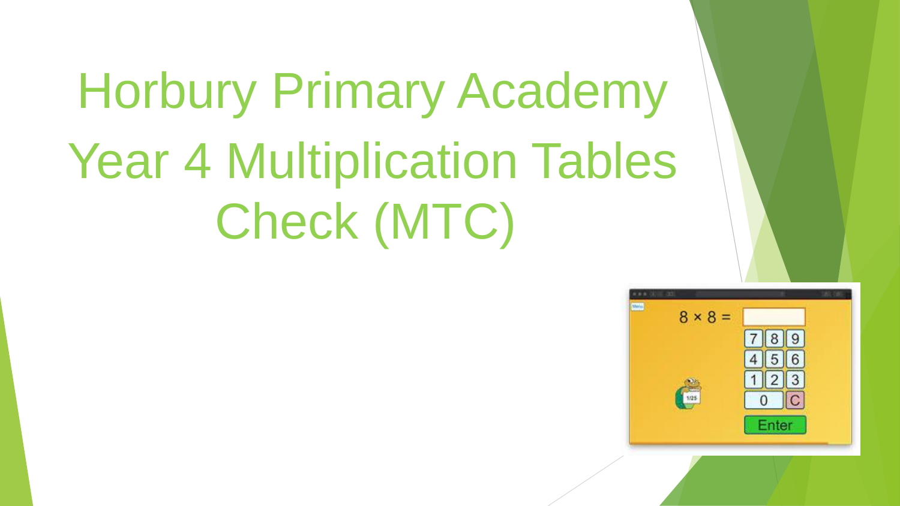# Horbury Primary Academy
# Year 4 Multiplication Tables Check (MTC)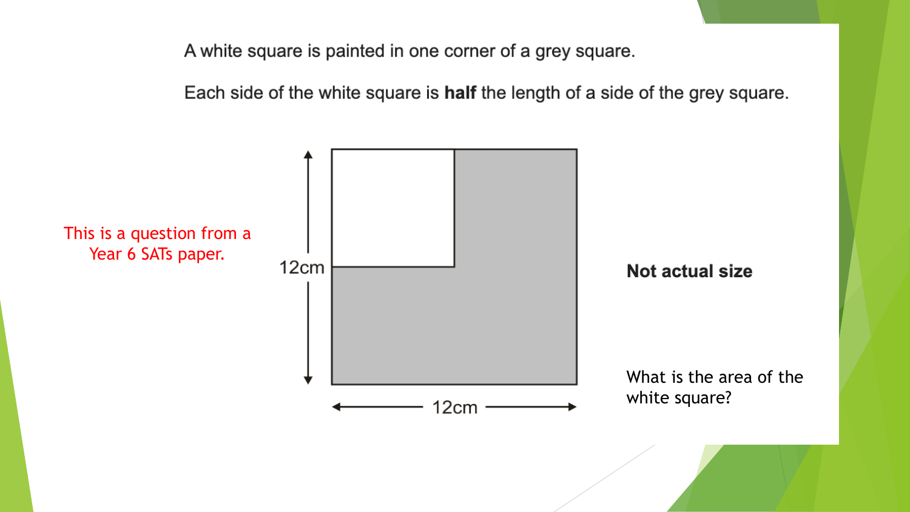A white square is painted in one corner of a grey square.

Each side of the white square is **half** the length of a side of the grey square.

This is a question from a Year 6 SATs paper.

12cm

12cm

**Not actual size**

What is the area of the white square?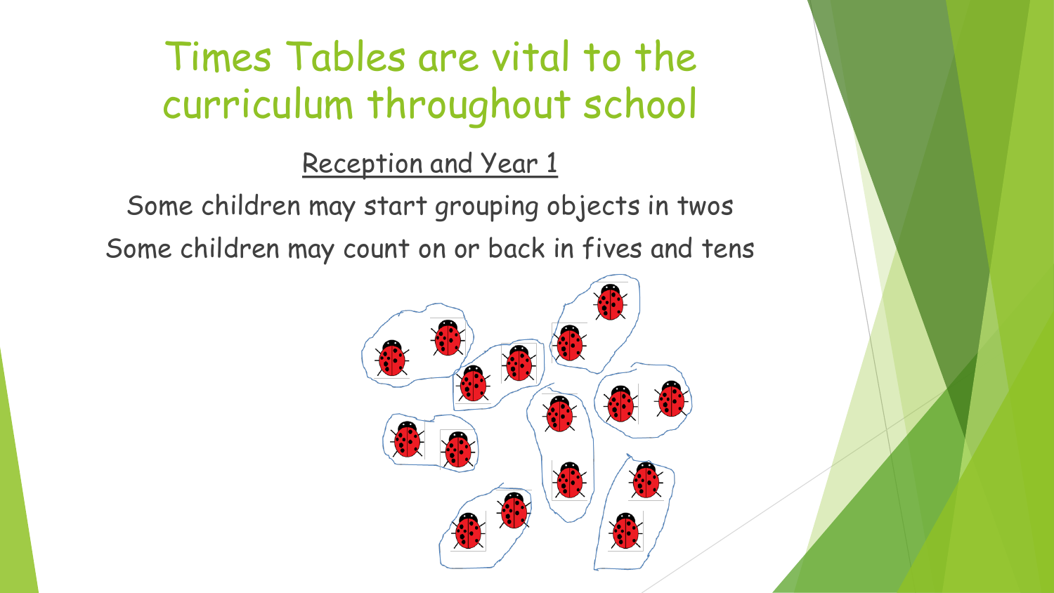# Times Tables are vital to the curriculum throughout school

## Reception and Year 1

Some children may start grouping objects in twos

Some children may count on or back in fives and tens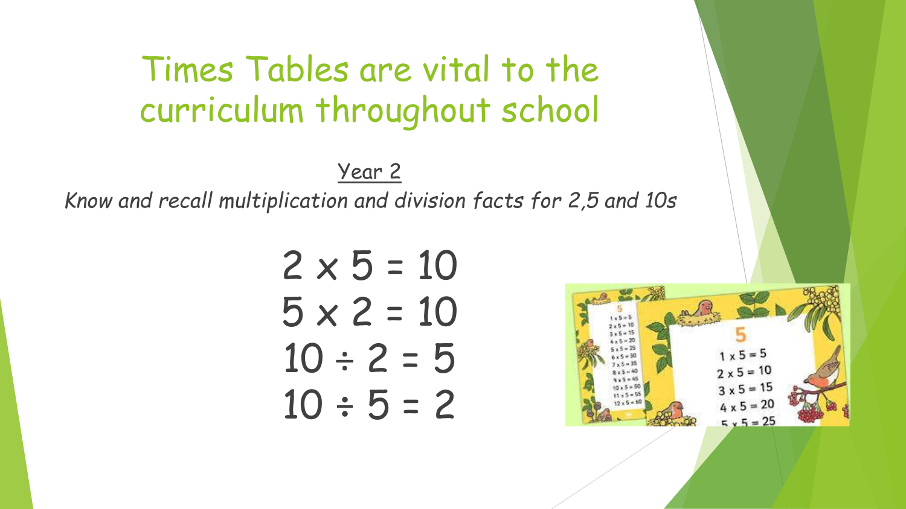# Times Tables are vital to the curriculum throughout school

Year 2

*Know and recall multiplication and division facts for 2,5 and 10s*

$$2 \times 5 = 10$$
$$5 \times 2 = 10$$
$$10 \div 2 = 5$$
$$10 \div 5 = 2$$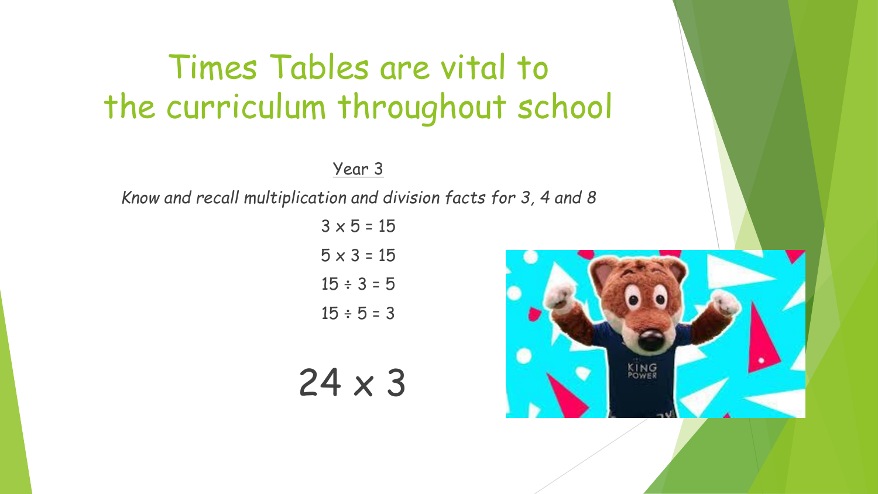# Times Tables are vital to the curriculum throughout school

Year 3

*Know and recall multiplication and division facts for 3, 4 and 8*

$3 \times 5 = 15$

$5 \times 3 = 15$

$15 \div 3 = 5$

$15 \div 5 = 3$

$$24 \times 3$$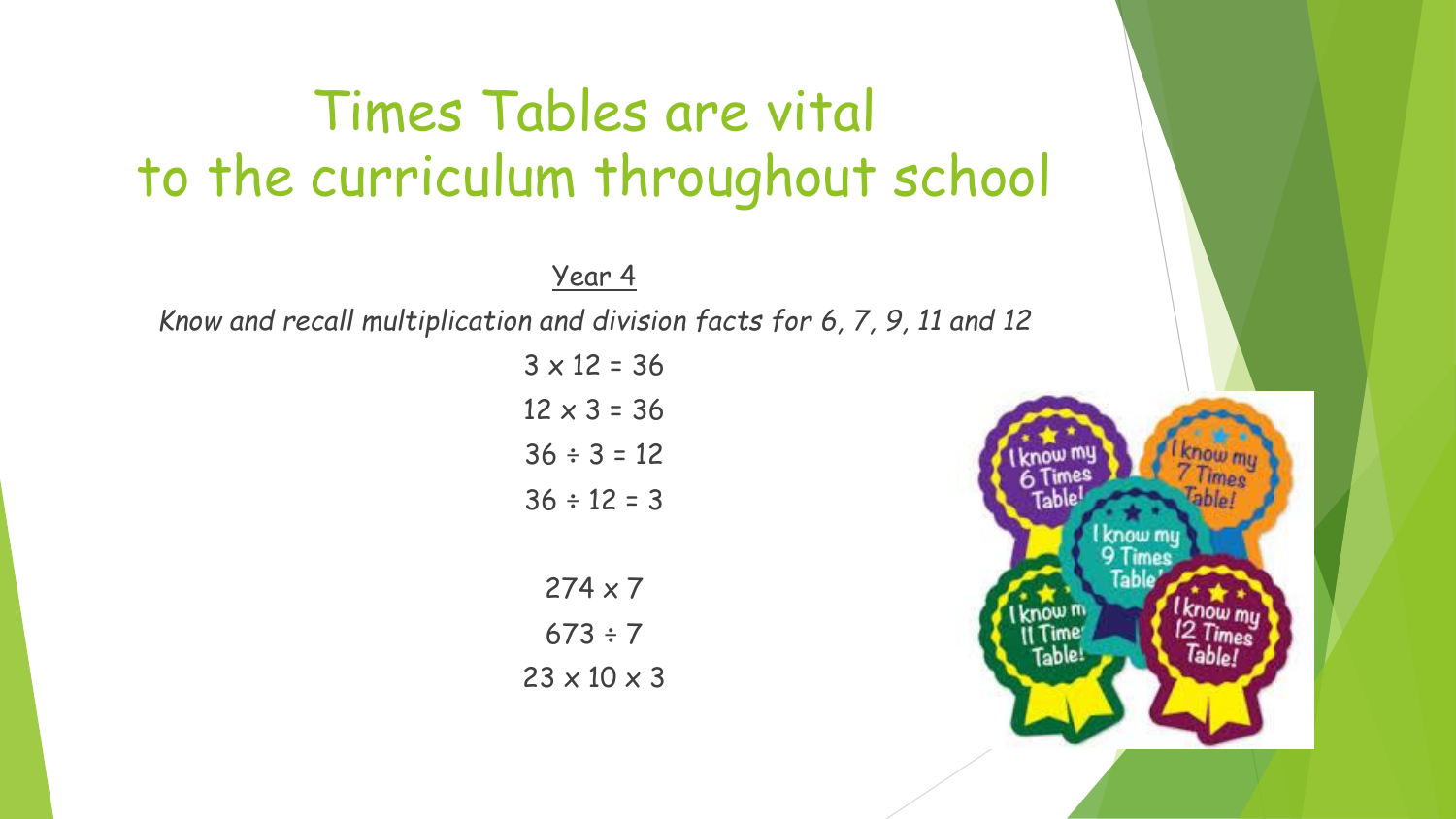# Times Tables are vital to the curriculum throughout school

Year 4

*Know and recall multiplication and division facts for 6, 7, 9, 11 and 12*

$3 \times 12 = 36$

$12 \times 3 = 36$

$36 \div 3 = 12$

$36 \div 12 = 3$

$274 \times 7$

$673 \div 7$

$23 \times 10 \times 3$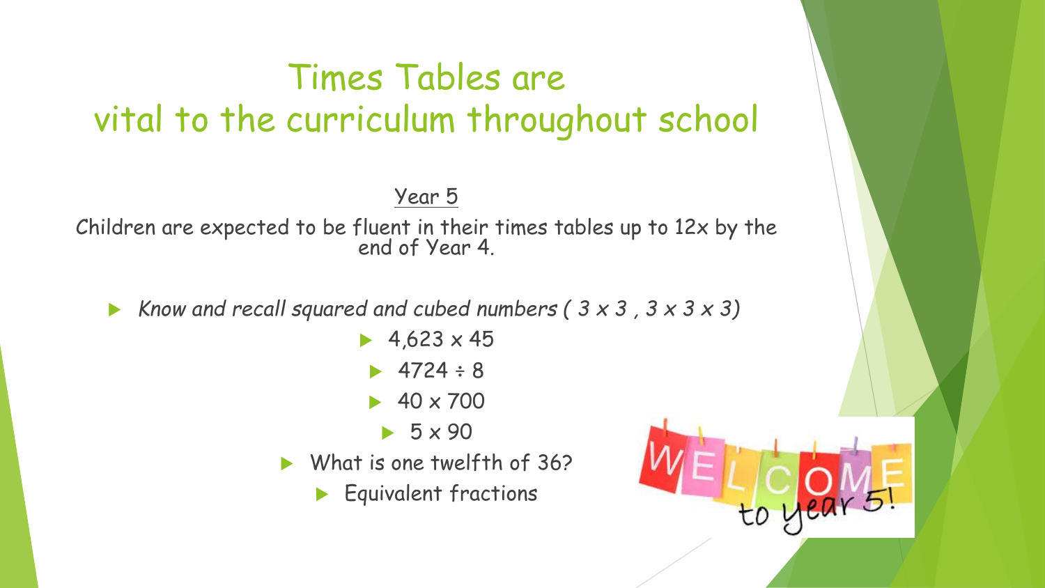# Times Tables are vital to the curriculum throughout school

Year 5

Children are expected to be fluent in their times tables up to 12x by the end of Year 4.

- *Know and recall squared and cubed numbers ( 3 x 3 , 3 x 3 x 3)*
  - 4,623 x 45
  - 4724 ÷ 8
  - 40 x 700
  - 5 x 90
- What is one twelfth of 36?
- Equivalent fractions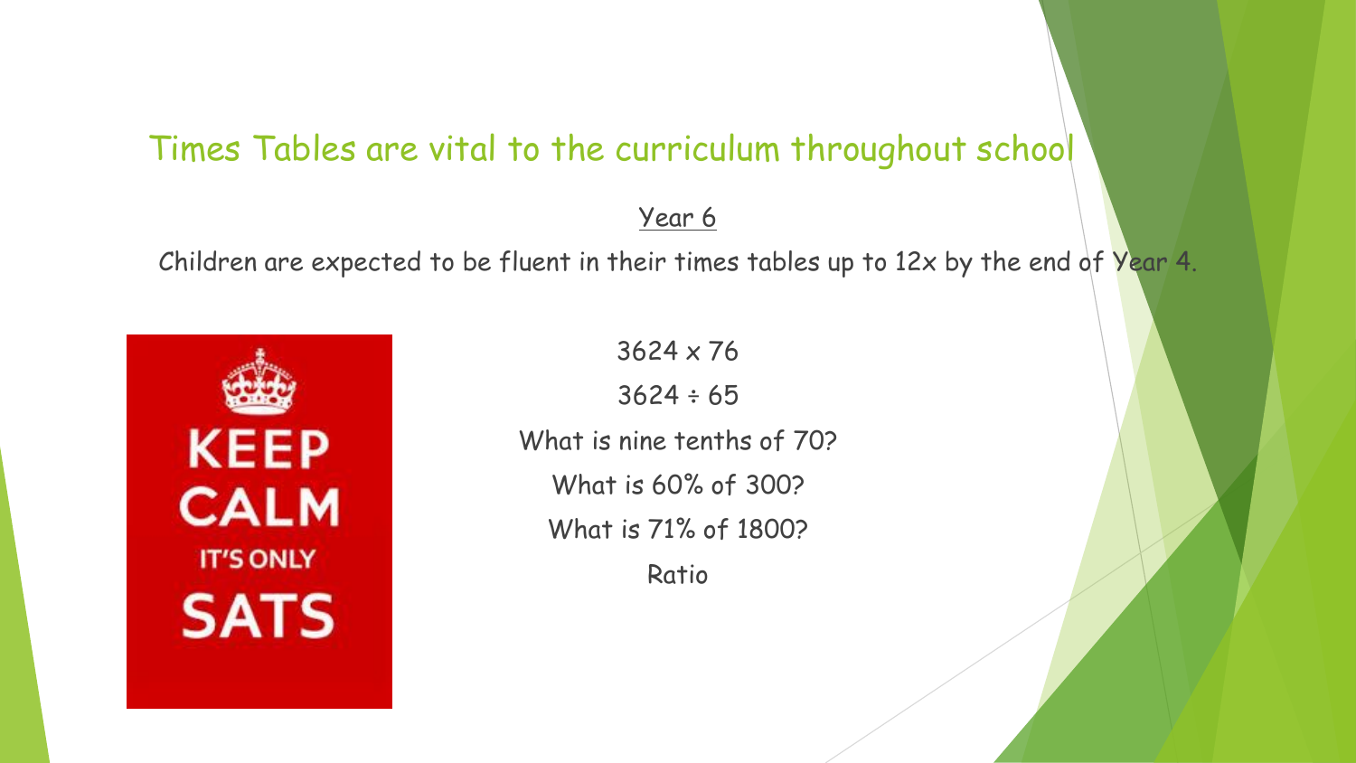# Times Tables are vital to the curriculum throughout school

## Year 6

Children are expected to be fluent in their times tables up to 12x by the end of Year 4.

KEEP CALM IT'S ONLY SATS

$3624 \times 76$

$3624 \div 65$

What is nine tenths of 70?

What is 60% of 300?

What is 71% of 1800?

Ratio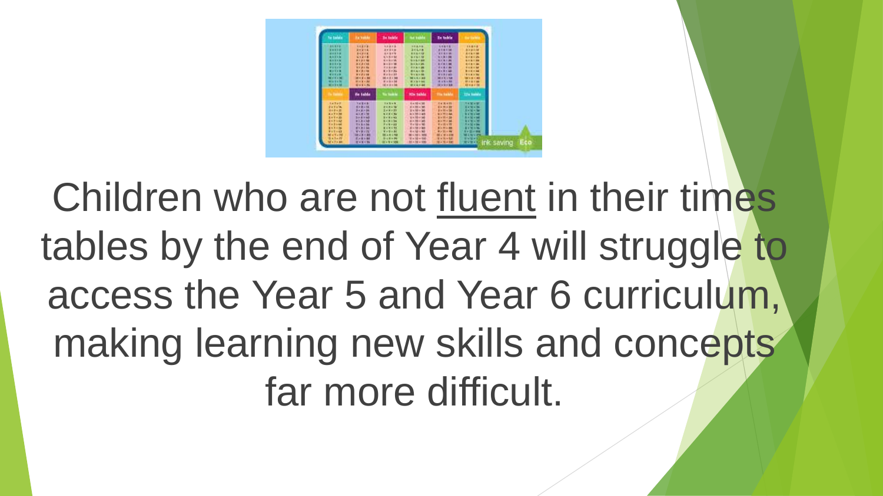Children who are not <u>fluent</u> in their times tables by the end of Year 4 will struggle to access the Year 5 and Year 6 curriculum, making learning new skills and concepts far more difficult.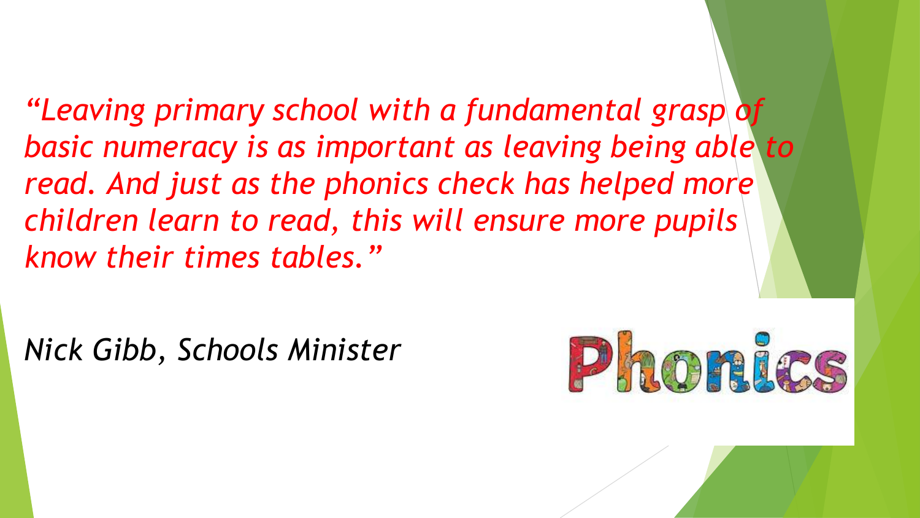*"Leaving primary school with a fundamental grasp of basic numeracy is as important as leaving being able to read. And just as the phonics check has helped more children learn to read, this will ensure more pupils know their times tables."*

*Nick Gibb, Schools Minister*

Phonics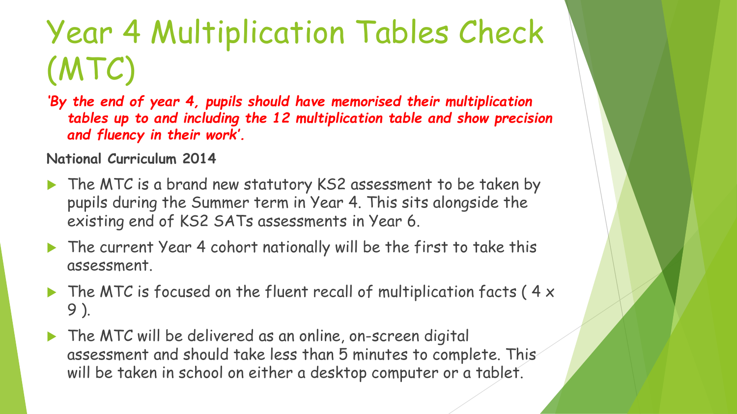# Year 4 Multiplication Tables Check (MTC)

***'By the end of year 4, pupils should have memorised their multiplication tables up to and including the 12 multiplication table and show precision and fluency in their work'.***

**National Curriculum 2014**

- The MTC is a brand new statutory KS2 assessment to be taken by pupils during the Summer term in Year 4. This sits alongside the existing end of KS2 SATs assessments in Year 6.
- The current Year 4 cohort nationally will be the first to take this assessment.
- The MTC is focused on the fluent recall of multiplication facts ( 4 x 9 ).
- The MTC will be delivered as an online, on-screen digital assessment and should take less than 5 minutes to complete. This will be taken in school on either a desktop computer or a tablet.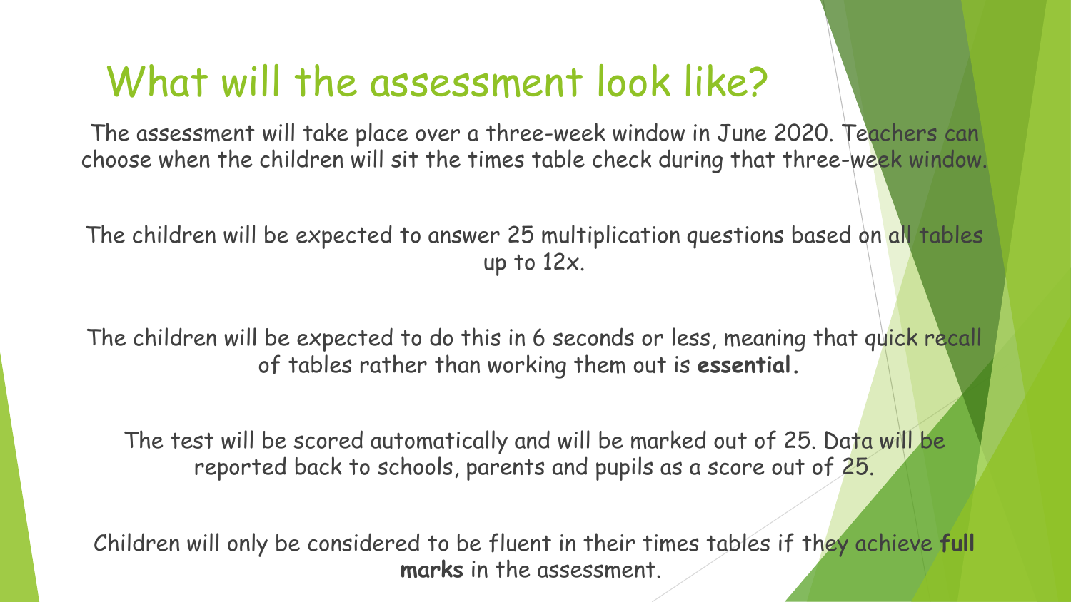# What will the assessment look like?

The assessment will take place over a three-week window in June 2020. Teachers can choose when the children will sit the times table check during that three-week window.

The children will be expected to answer 25 multiplication questions based on all tables up to 12x.

The children will be expected to do this in 6 seconds or less, meaning that quick recall of tables rather than working them out is **essential.**

The test will be scored automatically and will be marked out of 25. Data will be reported back to schools, parents and pupils as a score out of 25.

Children will only be considered to be fluent in their times tables if they achieve **full marks** in the assessment.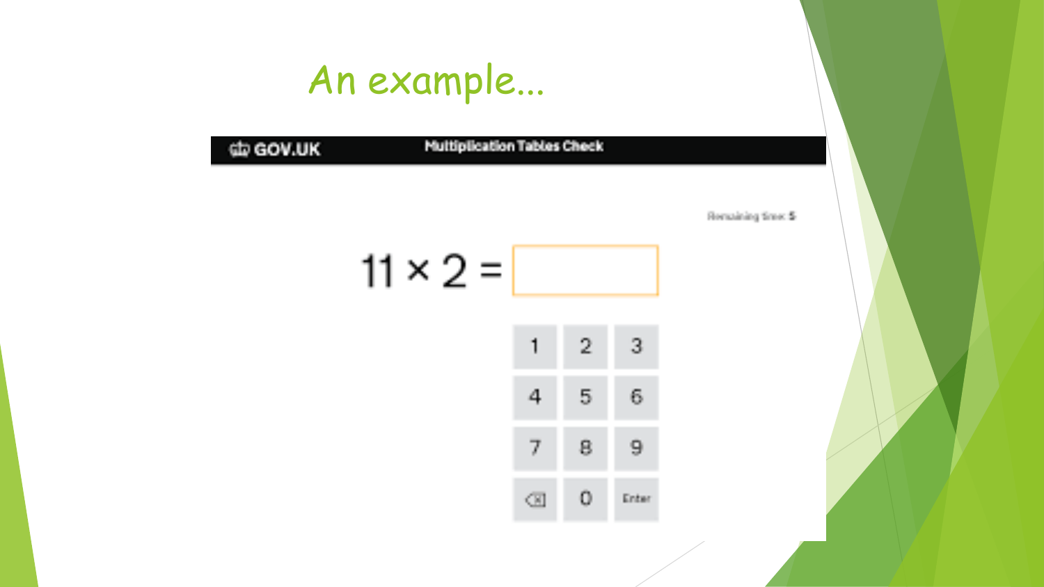# An example...

GOV.UK | Multiplication Tables Check

Remaining time: 5

$11 \times 2 =$

| 1 | 2 | 3 |
| --- | --- | --- |
| 4 | 5 | 6 |
| 7 | 8 | 9 |
| ⌫ | 0 | Enter |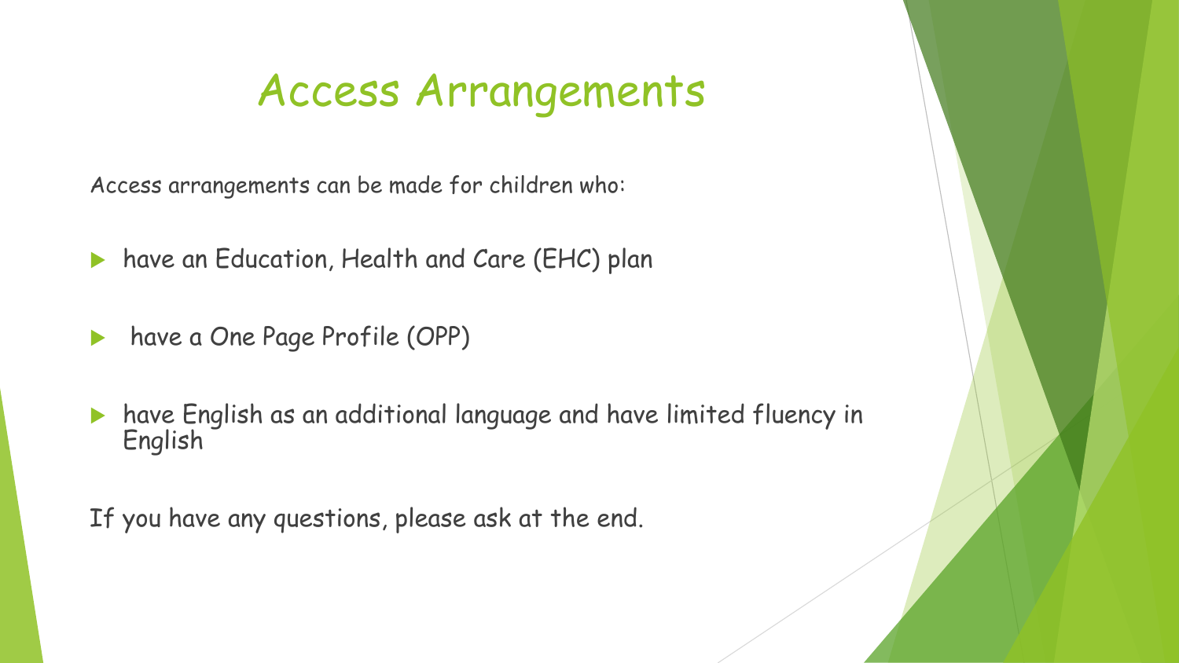# Access Arrangements

Access arrangements can be made for children who:

- have an Education, Health and Care (EHC) plan
- have a One Page Profile (OPP)
- have English as an additional language and have limited fluency in English

If you have any questions, please ask at the end.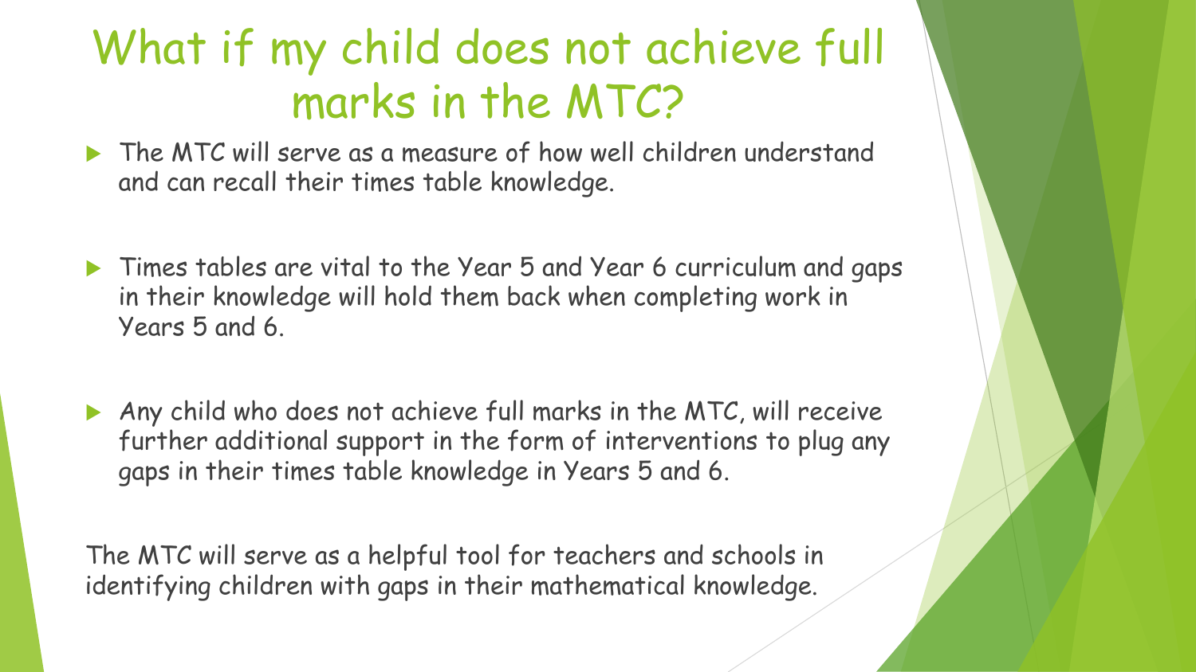# What if my child does not achieve full marks in the MTC?

- The MTC will serve as a measure of how well children understand and can recall their times table knowledge.
- Times tables are vital to the Year 5 and Year 6 curriculum and gaps in their knowledge will hold them back when completing work in Years 5 and 6.
- Any child who does not achieve full marks in the MTC, will receive further additional support in the form of interventions to plug any gaps in their times table knowledge in Years 5 and 6.

The MTC will serve as a helpful tool for teachers and schools in identifying children with gaps in their mathematical knowledge.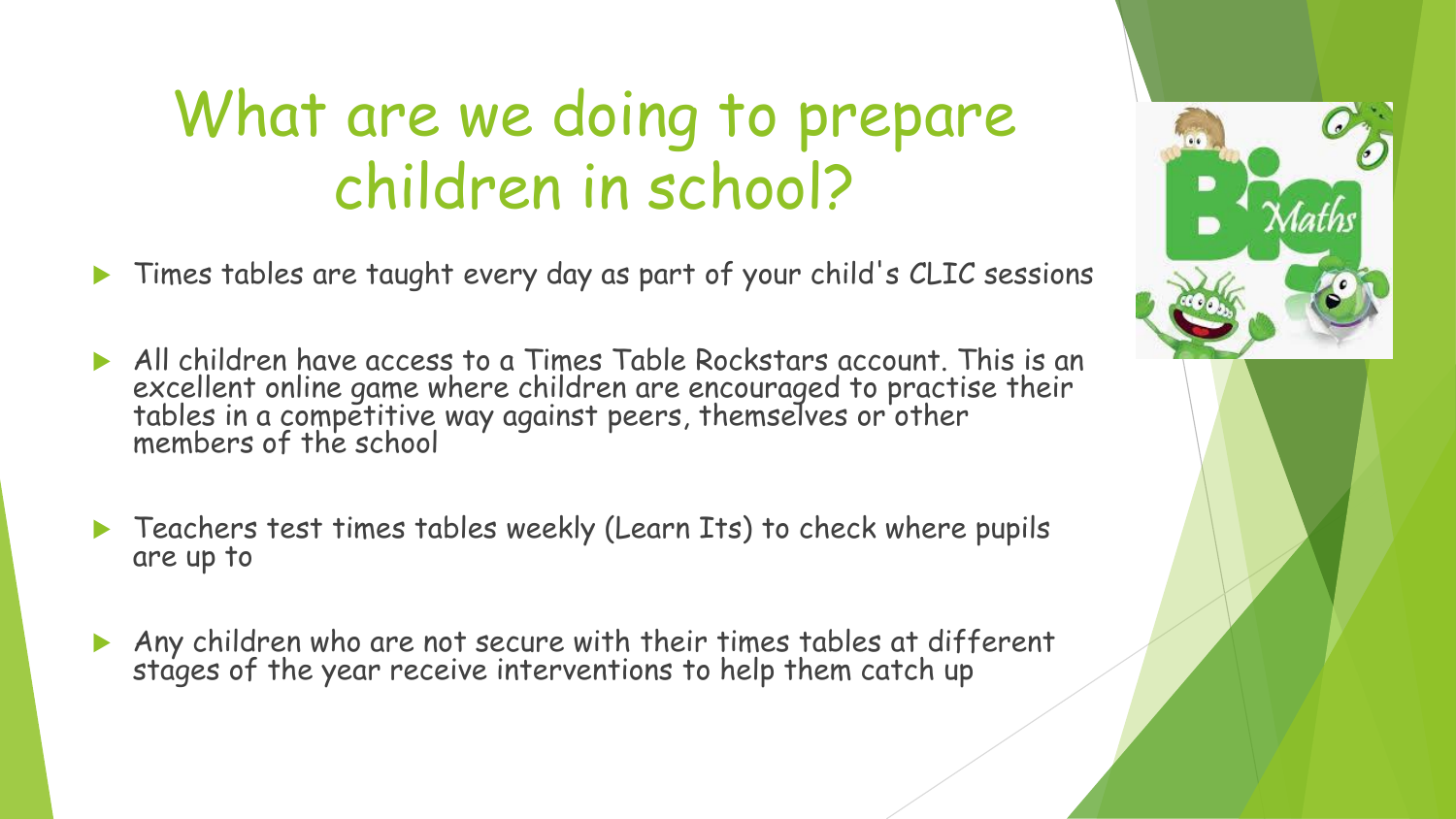# What are we doing to prepare children in school?

- Times tables are taught every day as part of your child's CLIC sessions
- All children have access to a Times Table Rockstars account. This is an excellent online game where children are encouraged to practise their tables in a competitive way against peers, themselves or other members of the school
- Teachers test times tables weekly (Learn Its) to check where pupils are up to
- Any children who are not secure with their times tables at different stages of the year receive interventions to help them catch up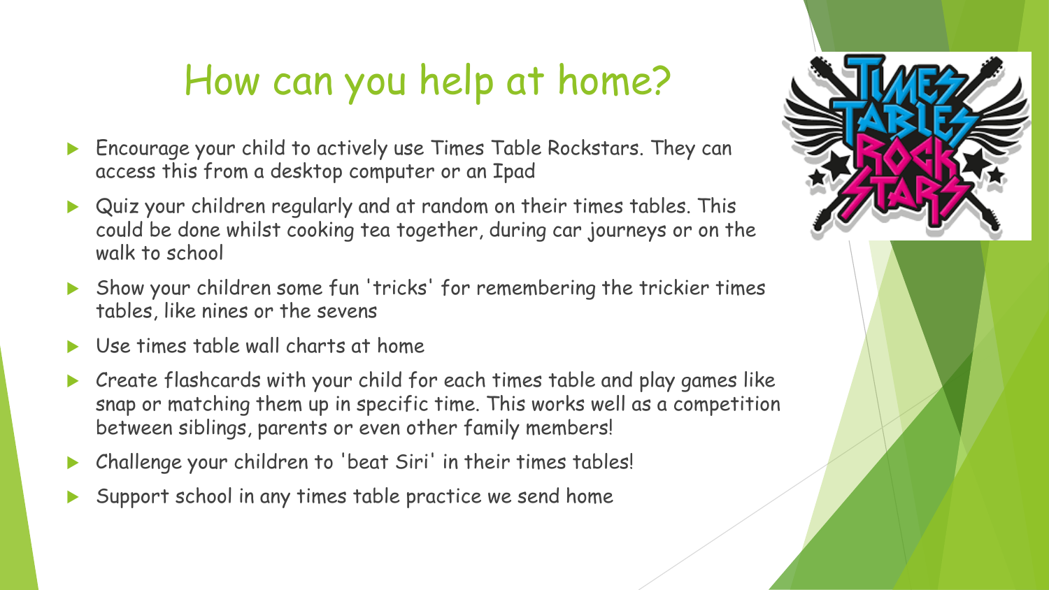# How can you help at home?

- Encourage your child to actively use Times Table Rockstars. They can access this from a desktop computer or an Ipad
- Quiz your children regularly and at random on their times tables. This could be done whilst cooking tea together, during car journeys or on the walk to school
- Show your children some fun 'tricks' for remembering the trickier times tables, like nines or the sevens
- Use times table wall charts at home
- Create flashcards with your child for each times table and play games like snap or matching them up in specific time. This works well as a competition between siblings, parents or even other family members!
- Challenge your children to 'beat Siri' in their times tables!
- Support school in any times table practice we send home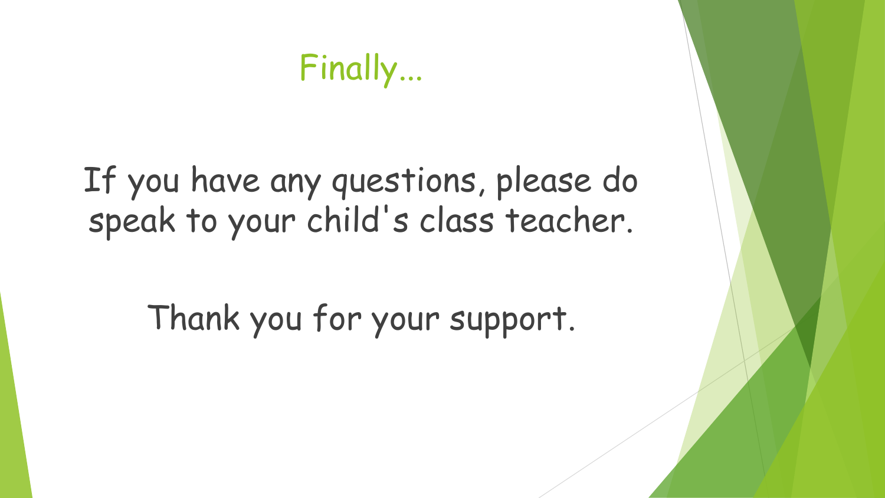# Finally...

If you have any questions, please do speak to your child's class teacher.

Thank you for your support.